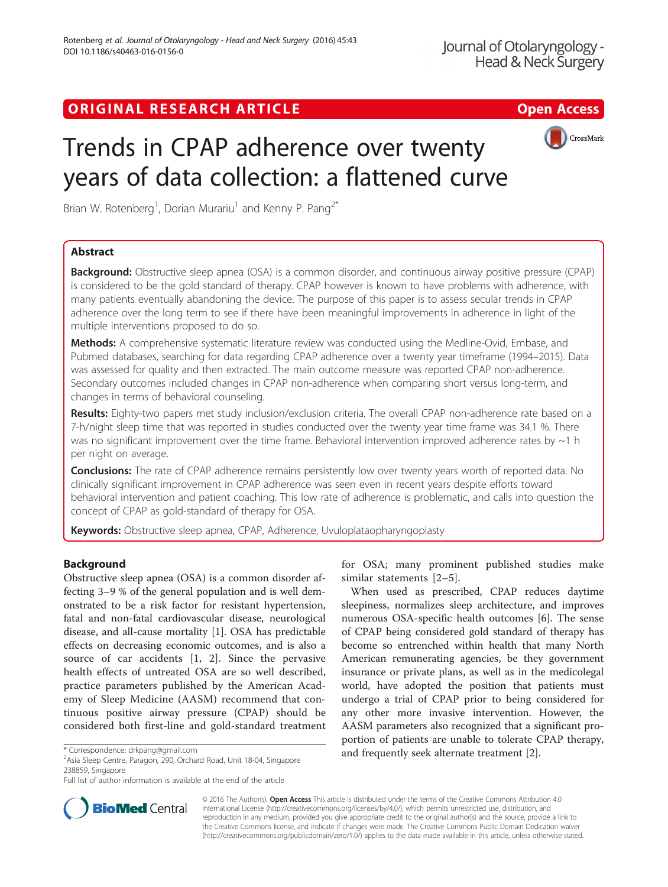ORIGINAL RESEARCH ARTICLE

Open Access

# Trends in CPAP adherence over twenty years of data collection: a flattened curve

Brian W. Rotenberg[1], Dorian Murariu[1] and Kenny P. Pang[2*]

## Abstract

**Background:** Obstructive sleep apnea (OSA) is a common disorder, and continuous airway positive pressure (CPAP) is considered to be the gold standard of therapy. CPAP however is known to have problems with adherence, with many patients eventually abandoning the device. The purpose of this paper is to assess secular trends in CPAP adherence over the long term to see if there have been meaningful improvements in adherence in light of the multiple interventions proposed to do so.

**Methods:** A comprehensive systematic literature review was conducted using the Medline-Ovid, Embase, and Pubmed databases, searching for data regarding CPAP adherence over a twenty year timeframe (1994–2015). Data was assessed for quality and then extracted. The main outcome measure was reported CPAP non-adherence. Secondary outcomes included changes in CPAP non-adherence when comparing short versus long-term, and changes in terms of behavioral counseling.

**Results:** Eighty-two papers met study inclusion/exclusion criteria. The overall CPAP non-adherence rate based on a 7-h/night sleep time that was reported in studies conducted over the twenty year time frame was 34.1 %. There was no significant improvement over the time frame. Behavioral intervention improved adherence rates by ~1 h per night on average.

**Conclusions:** The rate of CPAP adherence remains persistently low over twenty years worth of reported data. No clinically significant improvement in CPAP adherence was seen even in recent years despite efforts toward behavioral intervention and patient coaching. This low rate of adherence is problematic, and calls into question the concept of CPAP as gold-standard of therapy for OSA.

**Keywords:** Obstructive sleep apnea, CPAP, Adherence, Uvuloplataopharyngoplasty

## Background

Obstructive sleep apnea (OSA) is a common disorder affecting 3–9 % of the general population and is well demonstrated to be a risk factor for resistant hypertension, fatal and non-fatal cardiovascular disease, neurological disease, and all-cause mortality [1]. OSA has predictable effects on decreasing economic outcomes, and is also a source of car accidents [1, 2]. Since the pervasive health effects of untreated OSA are so well described, practice parameters published by the American Academy of Sleep Medicine (AASM) recommend that continuous positive airway pressure (CPAP) should be considered both first-line and gold-standard treatment for OSA; many prominent published studies make similar statements [2–5].

When used as prescribed, CPAP reduces daytime sleepiness, normalizes sleep architecture, and improves numerous OSA-specific health outcomes [6]. The sense of CPAP being considered gold standard of therapy has become so entrenched within health that many North American remunerating agencies, be they government insurance or private plans, as well as in the medicolegal world, have adopted the position that patients must undergo a trial of CPAP prior to being considered for any other more invasive intervention. However, the AASM parameters also recognized that a significant proportion of patients are unable to tolerate CPAP therapy, and frequently seek alternate treatment [2].

* Correspondence: drkpang@gmail.com
[2]Asia Sleep Centre, Paragon, 290, Orchard Road, Unit 18-04, Singapore 238859, Singapore
Full list of author information is available at the end of the article

© 2016 The Author(s). **Open Access** This article is distributed under the terms of the Creative Commons Attribution 4.0 International License (http://creativecommons.org/licenses/by/4.0/), which permits unrestricted use, distribution, and reproduction in any medium, provided you give appropriate credit to the original author(s) and the source, provide a link to the Creative Commons license, and indicate if changes were made. The Creative Commons Public Domain Dedication waiver (http://creativecommons.org/publicdomain/zero/1.0/) applies to the data made available in this article, unless otherwise stated.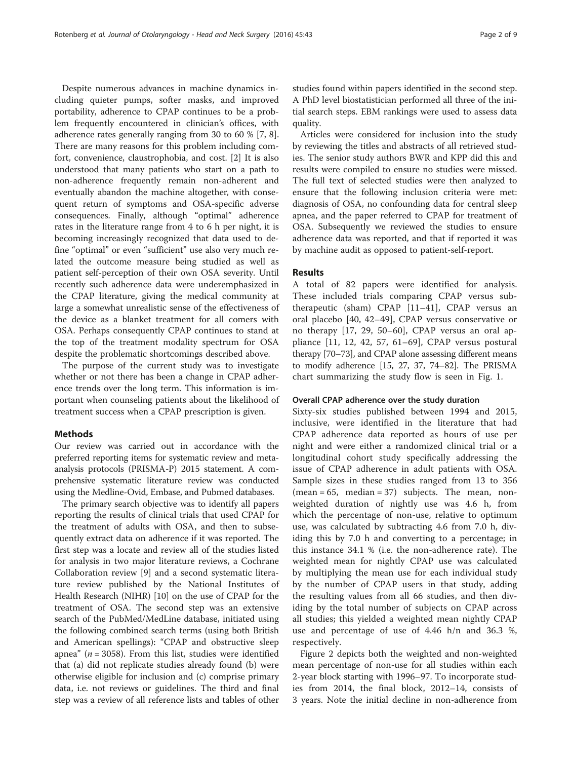Despite numerous advances in machine dynamics including quieter pumps, softer masks, and improved portability, adherence to CPAP continues to be a problem frequently encountered in clinician's offices, with adherence rates generally ranging from 30 to 60 % [7, 8]. There are many reasons for this problem including comfort, convenience, claustrophobia, and cost. [2] It is also understood that many patients who start on a path to non-adherence frequently remain non-adherent and eventually abandon the machine altogether, with consequent return of symptoms and OSA-specific adverse consequences. Finally, although "optimal" adherence rates in the literature range from 4 to 6 h per night, it is becoming increasingly recognized that data used to define "optimal" or even "sufficient" use also very much related the outcome measure being studied as well as patient self-perception of their own OSA severity. Until recently such adherence data were underemphasized in the CPAP literature, giving the medical community at large a somewhat unrealistic sense of the effectiveness of the device as a blanket treatment for all comers with OSA. Perhaps consequently CPAP continues to stand at the top of the treatment modality spectrum for OSA despite the problematic shortcomings described above.

The purpose of the current study was to investigate whether or not there has been a change in CPAP adherence trends over the long term. This information is important when counseling patients about the likelihood of treatment success when a CPAP prescription is given.

## Methods

Our review was carried out in accordance with the preferred reporting items for systematic review and meta-analysis protocols (PRISMA-P) 2015 statement. A comprehensive systematic literature review was conducted using the Medline-Ovid, Embase, and Pubmed databases.

The primary search objective was to identify all papers reporting the results of clinical trials that used CPAP for the treatment of adults with OSA, and then to subsequently extract data on adherence if it was reported. The first step was a locate and review all of the studies listed for analysis in two major literature reviews, a Cochrane Collaboration review [9] and a second systematic literature review published by the National Institutes of Health Research (NIHR) [10] on the use of CPAP for the treatment of OSA. The second step was an extensive search of the PubMed/MedLine database, initiated using the following combined search terms (using both British and American spellings): "CPAP and obstructive sleep apnea" ($n = 3058$). From this list, studies were identified that (a) did not replicate studies already found (b) were otherwise eligible for inclusion and (c) comprise primary data, i.e. not reviews or guidelines. The third and final step was a review of all reference lists and tables of other studies found within papers identified in the second step. A PhD level biostatistician performed all three of the initial search steps. EBM rankings were used to assess data quality.

Articles were considered for inclusion into the study by reviewing the titles and abstracts of all retrieved studies. The senior study authors BWR and KPP did this and results were compiled to ensure no studies were missed. The full text of selected studies were then analyzed to ensure that the following inclusion criteria were met: diagnosis of OSA, no confounding data for central sleep apnea, and the paper referred to CPAP for treatment of OSA. Subsequently we reviewed the studies to ensure adherence data was reported, and that if reported it was by machine audit as opposed to patient-self-report.

## Results

A total of 82 papers were identified for analysis. These included trials comparing CPAP versus subtherapeutic (sham) CPAP [11–41], CPAP versus an oral placebo [40, 42–49], CPAP versus conservative or no therapy [17, 29, 50–60], CPAP versus an oral appliance [11, 12, 42, 57, 61–69], CPAP versus postural therapy [70–73], and CPAP alone assessing different means to modify adherence [15, 27, 37, 74–82]. The PRISMA chart summarizing the study flow is seen in Fig. 1.

### Overall CPAP adherence over the study duration

Sixty-six studies published between 1994 and 2015, inclusive, were identified in the literature that had CPAP adherence data reported as hours of use per night and were either a randomized clinical trial or a longitudinal cohort study specifically addressing the issue of CPAP adherence in adult patients with OSA. Sample sizes in these studies ranged from 13 to 356 (mean = 65, median = 37) subjects. The mean, non-weighted duration of nightly use was 4.6 h, from which the percentage of non-use, relative to optimum use, was calculated by subtracting 4.6 from 7.0 h, dividing this by 7.0 h and converting to a percentage; in this instance 34.1 % (i.e. the non-adherence rate). The weighted mean for nightly CPAP use was calculated by multiplying the mean use for each individual study by the number of CPAP users in that study, adding the resulting values from all 66 studies, and then dividing by the total number of subjects on CPAP across all studies; this yielded a weighted mean nightly CPAP use and percentage of use of 4.46 h/n and 36.3 %, respectively.

Figure 2 depicts both the weighted and non-weighted mean percentage of non-use for all studies within each 2-year block starting with 1996–97. To incorporate studies from 2014, the final block, 2012–14, consists of 3 years. Note the initial decline in non-adherence from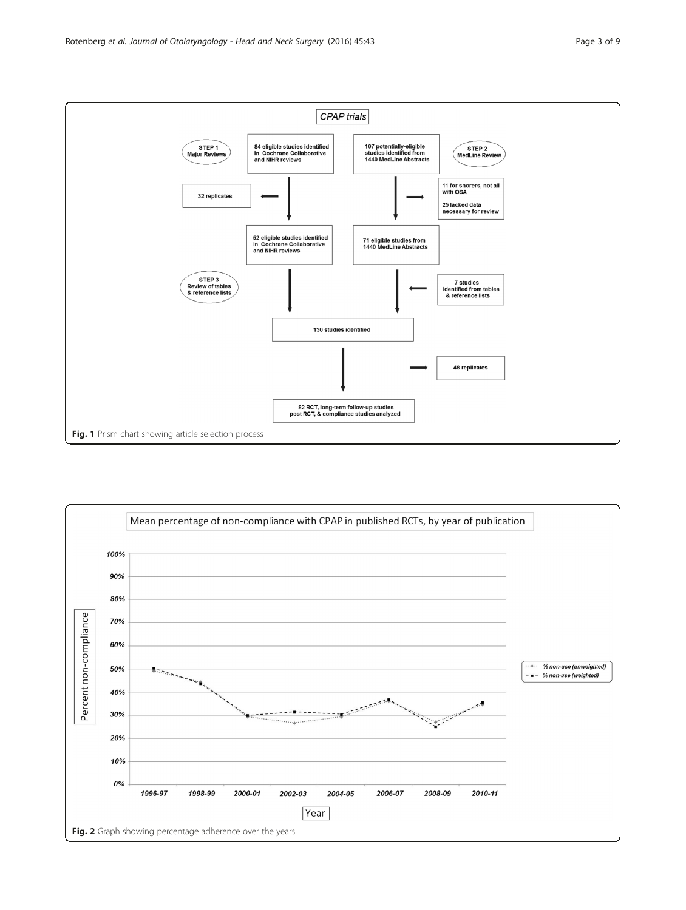Fig. 1 Prism chart showing article selection process

Fig. 2 Graph showing percentage adherence over the years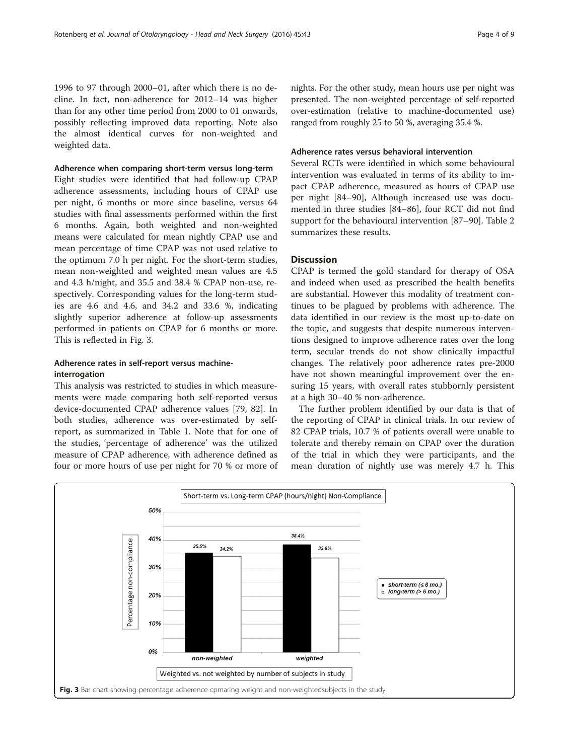1996 to 97 through 2000–01, after which there is no decline. In fact, non-adherence for 2012–14 was higher than for any other time period from 2000 to 01 onwards, possibly reflecting improved data reporting. Note also the almost identical curves for non-weighted and weighted data.

#### Adherence when comparing short-term versus long-term

Eight studies were identified that had follow-up CPAP adherence assessments, including hours of CPAP use per night, 6 months or more since baseline, versus 64 studies with final assessments performed within the first 6 months. Again, both weighted and non-weighted means were calculated for mean nightly CPAP use and mean percentage of time CPAP was not used relative to the optimum 7.0 h per night. For the short-term studies, mean non-weighted and weighted mean values are 4.5 and 4.3 h/night, and 35.5 and 38.4 % CPAP non-use, respectively. Corresponding values for the long-term studies are 4.6 and 4.6, and 34.2 and 33.6 %, indicating slightly superior adherence at follow-up assessments performed in patients on CPAP for 6 months or more. This is reflected in Fig. 3.

#### Adherence rates in self-report versus machine-interrogation

This analysis was restricted to studies in which measurements were made comparing both self-reported versus device-documented CPAP adherence values [79, 82]. In both studies, adherence was over-estimated by self-report, as summarized in Table 1. Note that for one of the studies, 'percentage of adherence' was the utilized measure of CPAP adherence, with adherence defined as four or more hours of use per night for 70 % or more of nights. For the other study, mean hours use per night was presented. The non-weighted percentage of self-reported over-estimation (relative to machine-documented use) ranged from roughly 25 to 50 %, averaging 35.4 %.

#### Adherence rates versus behavioral intervention

Several RCTs were identified in which some behavioural intervention was evaluated in terms of its ability to impact CPAP adherence, measured as hours of CPAP use per night [84–90], Although increased use was documented in three studies [84–86], four RCT did not find support for the behavioural intervention [87–90]. Table 2 summarizes these results.

## Discussion

CPAP is termed the gold standard for therapy of OSA and indeed when used as prescribed the health benefits are substantial. However this modality of treatment continues to be plagued by problems with adherence. The data identified in our review is the most up-to-date on the topic, and suggests that despite numerous interventions designed to improve adherence rates over the long term, secular trends do not show clinically impactful changes. The relatively poor adherence rates pre-2000 have not shown meaningful improvement over the ensuring 15 years, with overall rates stubbornly persistent at a high 30–40 % non-adherence.

The further problem identified by our data is that of the reporting of CPAP in clinical trials. In our review of 82 CPAP trials, 10.7 % of patients overall were unable to tolerate and thereby remain on CPAP over the duration of the trial in which they were participants, and the mean duration of nightly use was merely 4.7 h. This

**Fig. 3** Bar chart showing percentage adherence cpmaring weight and non-weightedsubjects in the study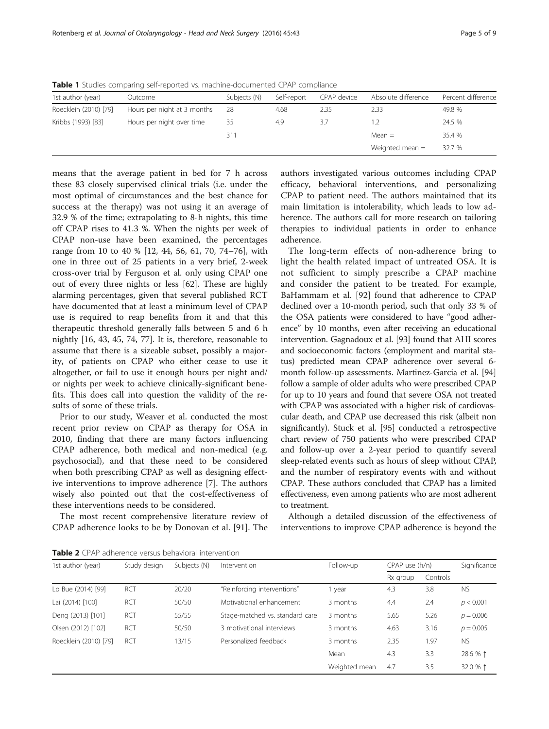**Table 1** Studies comparing self-reported vs. machine-documented CPAP compliance

| 1st author (year) | Outcome | Subjects (N) | Self-report | CPAP device | Absolute difference | Percent difference |
|---|---|---|---|---|---|---|
| Roecklein (2010) [79] | Hours per night at 3 months | 28 | 4.68 | 2.35 | 2.33 | 49.8 % |
| Kribbs (1993) [83] | Hours per night over time | 35 | 4.9 | 3.7 | 1.2 | 24.5 % |
| | | 311 | | | Mean = | 35.4 % |
| | | | | | Weighted mean = | 32.7 % |

means that the average patient in bed for 7 h across these 83 closely supervised clinical trials (i.e. under the most optimal of circumstances and the best chance for success at the therapy) was not using it an average of 32.9 % of the time; extrapolating to 8-h nights, this time off CPAP rises to 41.3 %. When the nights per week of CPAP non-use have been examined, the percentages range from 10 to 40 % [12, 44, 56, 61, 70, 74–76], with one in three out of 25 patients in a very brief, 2-week cross-over trial by Ferguson et al. only using CPAP one out of every three nights or less [62]. These are highly alarming percentages, given that several published RCT have documented that at least a minimum level of CPAP use is required to reap benefits from it and that this therapeutic threshold generally falls between 5 and 6 h nightly [16, 43, 45, 74, 77]. It is, therefore, reasonable to assume that there is a sizeable subset, possibly a majority, of patients on CPAP who either cease to use it altogether, or fail to use it enough hours per night and/or nights per week to achieve clinically-significant benefits. This does call into question the validity of the results of some of these trials.

Prior to our study, Weaver et al. conducted the most recent prior review on CPAP as therapy for OSA in 2010, finding that there are many factors influencing CPAP adherence, both medical and non-medical (e.g. psychosocial), and that these need to be considered when both prescribing CPAP as well as designing effective interventions to improve adherence [7]. The authors wisely also pointed out that the cost-effectiveness of these interventions needs to be considered.

The most recent comprehensive literature review of CPAP adherence looks to be by Donovan et al. [91]. The authors investigated various outcomes including CPAP efficacy, behavioral interventions, and personalizing CPAP to patient need. The authors maintained that its main limitation is intolerability, which leads to low adherence. The authors call for more research on tailoring therapies to individual patients in order to enhance adherence.

The long-term effects of non-adherence bring to light the health related impact of untreated OSA. It is not sufficient to simply prescribe a CPAP machine and consider the patient to be treated. For example, BaHammam et al. [92] found that adherence to CPAP declined over a 10-month period, such that only 33 % of the OSA patients were considered to have "good adherence" by 10 months, even after receiving an educational intervention. Gagnadoux et al. [93] found that AHI scores and socioeconomic factors (employment and marital status) predicted mean CPAP adherence over several 6-month follow-up assessments. Martinez-Garcia et al. [94] follow a sample of older adults who were prescribed CPAP for up to 10 years and found that severe OSA not treated with CPAP was associated with a higher risk of cardiovascular death, and CPAP use decreased this risk (albeit non significantly). Stuck et al. [95] conducted a retrospective chart review of 750 patients who were prescribed CPAP and follow-up over a 2-year period to quantify several sleep-related events such as hours of sleep without CPAP, and the number of respiratory events with and without CPAP. These authors concluded that CPAP has a limited effectiveness, even among patients who are most adherent to treatment.

Although a detailed discussion of the effectiveness of interventions to improve CPAP adherence is beyond the

**Table 2** CPAP adherence versus behavioral intervention

| 1st author (year) | Study design | Subjects (N) | Intervention | Follow-up | CPAP use (h/n) | | Significance |
|---|---|---|---|---|---|---|---|
| | | | | | Rx group | Controls | |
| Lo Bue (2014) [99] | RCT | 20/20 | "Reinforcing interventions" | 1 year | 4.3 | 3.8 | NS |
| Lai (2014) [100] | RCT | 50/50 | Motivational enhancement | 3 months | 4.4 | 2.4 | $p < 0.001$ |
| Deng (2013) [101] | RCT | 55/55 | Stage-matched vs. standard care | 3 months | 5.65 | 5.26 | $p = 0.006$ |
| Olsen (2012) [102] | RCT | 50/50 | 3 motivational interviews | 3 months | 4.63 | 3.16 | $p = 0.005$ |
| Roecklein (2010) [79] | RCT | 13/15 | Personalized feedback | 3 months | 2.35 | 1.97 | NS |
| | | | | Mean | 4.3 | 3.3 | 28.6 % ↑ |
| | | | | Weighted mean | 4.7 | 3.5 | 32.0 % ↑ |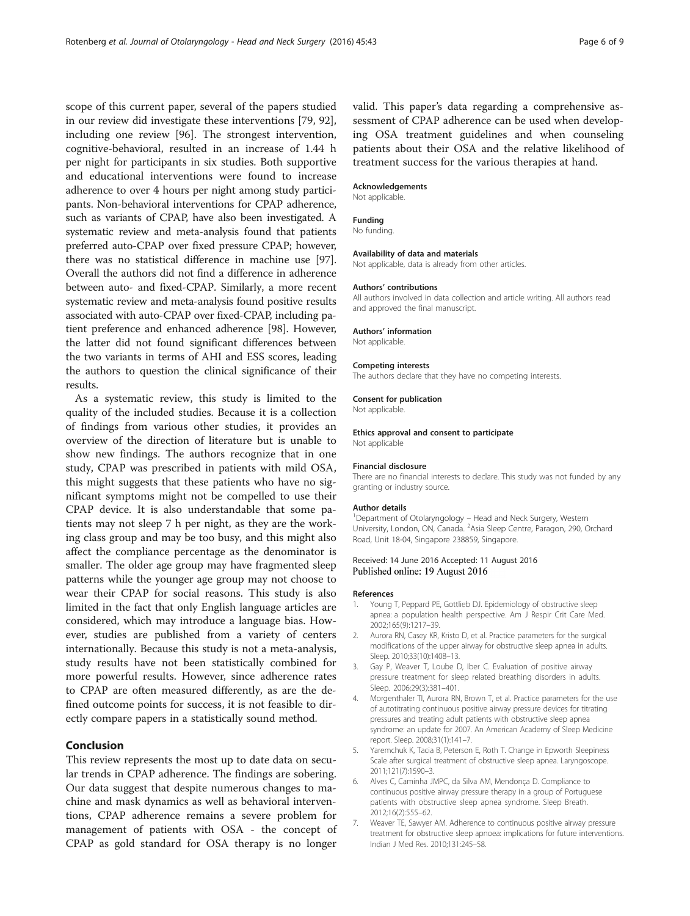scope of this current paper, several of the papers studied in our review did investigate these interventions [79, 92], including one review [96]. The strongest intervention, cognitive-behavioral, resulted in an increase of 1.44 h per night for participants in six studies. Both supportive and educational interventions were found to increase adherence to over 4 hours per night among study participants. Non-behavioral interventions for CPAP adherence, such as variants of CPAP, have also been investigated. A systematic review and meta-analysis found that patients preferred auto-CPAP over fixed pressure CPAP; however, there was no statistical difference in machine use [97]. Overall the authors did not find a difference in adherence between auto- and fixed-CPAP. Similarly, a more recent systematic review and meta-analysis found positive results associated with auto-CPAP over fixed-CPAP, including patient preference and enhanced adherence [98]. However, the latter did not found significant differences between the two variants in terms of AHI and ESS scores, leading the authors to question the clinical significance of their results.

As a systematic review, this study is limited to the quality of the included studies. Because it is a collection of findings from various other studies, it provides an overview of the direction of literature but is unable to show new findings. The authors recognize that in one study, CPAP was prescribed in patients with mild OSA, this might suggests that these patients who have no significant symptoms might not be compelled to use their CPAP device. It is also understandable that some patients may not sleep 7 h per night, as they are the working class group and may be too busy, and this might also affect the compliance percentage as the denominator is smaller. The older age group may have fragmented sleep patterns while the younger age group may not choose to wear their CPAP for social reasons. This study is also limited in the fact that only English language articles are considered, which may introduce a language bias. However, studies are published from a variety of centers internationally. Because this study is not a meta-analysis, study results have not been statistically combined for more powerful results. However, since adherence rates to CPAP are often measured differently, as are the defined outcome points for success, it is not feasible to directly compare papers in a statistically sound method.

## Conclusion

This review represents the most up to date data on secular trends in CPAP adherence. The findings are sobering. Our data suggest that despite numerous changes to machine and mask dynamics as well as behavioral interventions, CPAP adherence remains a severe problem for management of patients with OSA - the concept of CPAP as gold standard for OSA therapy is no longer valid. This paper's data regarding a comprehensive assessment of CPAP adherence can be used when developing OSA treatment guidelines and when counseling patients about their OSA and the relative likelihood of treatment success for the various therapies at hand.

#### Acknowledgements

Not applicable.

#### Funding

No funding.

#### Availability of data and materials

Not applicable, data is already from other articles.

#### Authors' contributions

All authors involved in data collection and article writing. All authors read and approved the final manuscript.

#### Authors' information

Not applicable.

#### Competing interests

The authors declare that they have no competing interests.

#### Consent for publication

Not applicable.

#### Ethics approval and consent to participate

Not applicable

#### Financial disclosure

There are no financial interests to declare. This study was not funded by any granting or industry source.

#### Author details

[1]Department of Otolaryngology – Head and Neck Surgery, Western University, London, ON, Canada. [2]Asia Sleep Centre, Paragon, 290, Orchard Road, Unit 18-04, Singapore 238859, Singapore.

Received: 14 June 2016 Accepted: 11 August 2016
Published online: 19 August 2016

#### References

1. Young T, Peppard PE, Gottlieb DJ. Epidemiology of obstructive sleep apnea: a population health perspective. Am J Respir Crit Care Med. 2002;165(9):1217–39.
2. Aurora RN, Casey KR, Kristo D, et al. Practice parameters for the surgical modifications of the upper airway for obstructive sleep apnea in adults. Sleep. 2010;33(10):1408–13.
3. Gay P, Weaver T, Loube D, Iber C. Evaluation of positive airway pressure treatment for sleep related breathing disorders in adults. Sleep. 2006;29(3):381–401.
4. Morgenthaler TI, Aurora RN, Brown T, et al. Practice parameters for the use of autotitrating continuous positive airway pressure devices for titrating pressures and treating adult patients with obstructive sleep apnea syndrome: an update for 2007. An American Academy of Sleep Medicine report. Sleep. 2008;31(1):141–7.
5. Yaremchuk K, Tacia B, Peterson E, Roth T. Change in Epworth Sleepiness Scale after surgical treatment of obstructive sleep apnea. Laryngoscope. 2011;121(7):1590–3.
6. Alves C, Caminha JMPC, da Silva AM, Mendonça D. Compliance to continuous positive airway pressure therapy in a group of Portuguese patients with obstructive sleep apnea syndrome. Sleep Breath. 2012;16(2):555–62.
7. Weaver TE, Sawyer AM. Adherence to continuous positive airway pressure treatment for obstructive sleep apnoea: implications for future interventions. Indian J Med Res. 2010;131:245–58.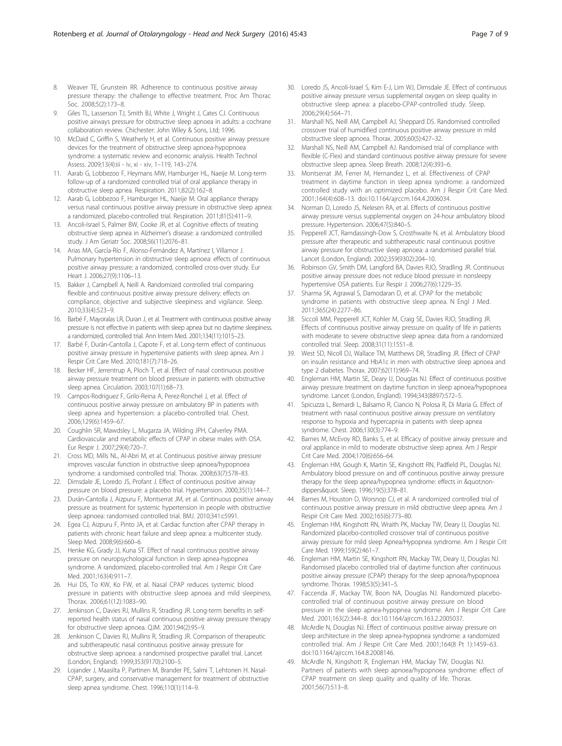8. Weaver TE, Grunstein RR. Adherence to continuous positive airway pressure therapy: the challenge to effective treatment. Proc Am Thorac Soc. 2008;5(2):173–8.
9. Giles TL, Lasserson TJ, Smith BJ, White J, Wright J, Cates CJ. Continuous positive airways pressure for obstructive sleep apnoea in adults: a cochrane collaboration review. Chichester: John Wiley & Sons, Ltd; 1996.
10. McDaid C, Griffin S, Weatherly H, et al. Continuous positive airway pressure devices for the treatment of obstructive sleep apnoea-hypopnoea syndrome: a systematic review and economic analysis. Health Technol Assess. 2009;13(4):iii - iv, xi - xiv, 1–119, 143–274.
11. Aarab G, Lobbezoo F, Heymans MW, Hamburger HL, Naeije M. Long-term follow-up of a randomized controlled trial of oral appliance therapy in obstructive sleep apnea. Respiration. 2011;82(2):162–8.
12. Aarab G, Lobbezoo F, Hamburger HL, Naeije M. Oral appliance therapy versus nasal continuous positive airway pressure in obstructive sleep apnea: a randomized, placebo-controlled trial. Respiration. 2011;81(5):411–9.
13. Ancoli-Israel S, Palmer BW, Cooke JR, et al. Cognitive effects of treating obstructive sleep apnea in Alzheimer's disease: a randomized controlled study. J Am Geriatr Soc. 2008;56(11):2076–81.
14. Arias MA, García-Río F, Alonso-Fernández A, Martínez I, Villamor J. Pulmonary hypertension in obstructive sleep apnoea: effects of continuous positive airway pressure: a randomized, controlled cross-over study. Eur Heart J. 2006;27(9):1106–13.
15. Bakker J, Campbell A, Neill A. Randomized controlled trial comparing flexible and continuous positive airway pressure delivery: effects on compliance, objective and subjective sleepiness and vigilance. Sleep. 2010;33(4):523–9.
16. Barbé F, Mayoralas LR, Duran J, et al. Treatment with continuous positive airway pressure is not effective in patients with sleep apnea but no daytime sleepiness. a randomized, controlled trial. Ann Intern Med. 2001;134(11):1015–23.
17. Barbé F, Durán-Cantolla J, Capote F, et al. Long-term effect of continuous positive airway pressure in hypertensive patients with sleep apnea. Am J Respir Crit Care Med. 2010;181(7):718–26.
18. Becker HF, Jerrentrup A, Ploch T, et al. Effect of nasal continuous positive airway pressure treatment on blood pressure in patients with obstructive sleep apnea. Circulation. 2003;107(1):68–73.
19. Campos-Rodriguez F, Grilo-Reina A, Perez-Ronchel J, et al. Effect of continuous positive airway pressure on ambulatory BP in patients with sleep apnea and hypertension: a placebo-controlled trial. Chest. 2006;129(6):1459–67.
20. Coughlin SR, Mawdsley L, Mugarza JA, Wilding JPH, Calverley PMA. Cardiovascular and metabolic effects of CPAP in obese males with OSA. Eur Respir J. 2007;29(4):720–7.
21. Cross MD, Mills NL, Al-Abri M, et al. Continuous positive airway pressure improves vascular function in obstructive sleep apnoea/hypopnoea syndrome: a randomised controlled trial. Thorax. 2008;63(7):578–83.
22. Dimsdale JE, Loredo JS, Profant J. Effect of continuous positive airway pressure on blood pressure: a placebo trial. Hypertension. 2000;35(1):144–7.
23. Durán-Cantolla J, Aizpuru F, Montserrat JM, et al. Continuous positive airway pressure as treatment for systemic hypertension in people with obstructive sleep apnoea: randomised controlled trial. BMJ. 2010;341:c5991.
24. Egea CJ, Aizpuru F, Pinto JA, et al. Cardiac function after CPAP therapy in patients with chronic heart failure and sleep apnea: a multicenter study. Sleep Med. 2008;9(6):660–6.
25. Henke KG, Grady JJ, Kuna ST. Effect of nasal continuous positive airway pressure on neuropsychological function in sleep apnea-hypopnea syndrome. A randomized, placebo-controlled trial. Am J Respir Crit Care Med. 2001;163(4):911–7.
26. Hui DS, To KW, Ko FW, et al. Nasal CPAP reduces systemic blood pressure in patients with obstructive sleep apnoea and mild sleepiness. Thorax. 2006;61(12):1083–90.
27. Jenkinson C, Davies RJ, Mullins R, Stradling JR. Long-term benefits in self-reported health status of nasal continuous positive airway pressure therapy for obstructive sleep apnoea. QJM. 2001;94(2):95–9.
28. Jenkinson C, Davies RJ, Mullins R, Stradling JR. Comparison of therapeutic and subtherapeutic nasal continuous positive airway pressure for obstructive sleep apnoea: a randomised prospective parallel trial. Lancet (London, England). 1999;353(9170):2100–5.
29. Lojander J, Maasilta P, Partinen M, Brander PE, Salmi T, Lehtonen H. Nasal-CPAP, surgery, and conservative management for treatment of obstructive sleep apnea syndrome. Chest. 1996;110(1):114–9.
30. Loredo JS, Ancoli-Israel S, Kim E-J, Lim WJ, Dimsdale JE. Effect of continuous positive airway pressure versus supplemental oxygen on sleep quality in obstructive sleep apnea: a placebo-CPAP-controlled study. Sleep. 2006;29(4):564–71.
31. Marshall NS, Neill AM, Campbell AJ, Sheppard DS. Randomised controlled crossover trial of humidified continuous positive airway pressure in mild obstructive sleep apnoea. Thorax. 2005;60(5):427–32.
32. Marshall NS, Neill AM, Campbell AJ. Randomised trial of compliance with flexible (C-Flex) and standard continuous positive airway pressure for severe obstructive sleep apnea. Sleep Breath. 2008;12(4):393–6.
33. Montserrat JM, Ferrer M, Hernandez L, et al. Effectiveness of CPAP treatment in daytime function in sleep apnea syndrome: a randomized controlled study with an optimized placebo. Am J Respir Crit Care Med. 2001;164(4):608–13. doi:10.1164/ajrccm.164.4.2006034.
34. Norman D, Loredo JS, Nelesen RA, et al. Effects of continuous positive airway pressure versus supplemental oxygen on 24-hour ambulatory blood pressure. Hypertension. 2006;47(5):840–5.
35. Pepperell JCT, Ramdassingh-Dow S, Crosthwaite N, et al. Ambulatory blood pressure after therapeutic and subtherapeutic nasal continuous positive airway pressure for obstructive sleep apnoea: a randomised parallel trial. Lancet (London, England). 2002;359(9302):204–10.
36. Robinson GV, Smith DM, Langford BA, Davies RJO, Stradling JR. Continuous positive airway pressure does not reduce blood pressure in nonsleepy hypertensive OSA patients. Eur Respir J. 2006;27(6):1229–35.
37. Sharma SK, Agrawal S, Damodaran D, et al. CPAP for the metabolic syndrome in patients with obstructive sleep apnea. N Engl J Med. 2011;365(24):2277–86.
38. Siccoli MM, Pepperell JCT, Kohler M, Craig SE, Davies RJO, Stradling JR. Effects of continuous positive airway pressure on quality of life in patients with moderate to severe obstructive sleep apnea: data from a randomized controlled trial. Sleep. 2008;31(11):1551–8.
39. West SD, Nicoll DJ, Wallace TM, Matthews DR, Stradling JR. Effect of CPAP on insulin resistance and HbA1c in men with obstructive sleep apnoea and type 2 diabetes. Thorax. 2007;62(11):969–74.
40. Engleman HM, Martin SE, Deary IJ, Douglas NJ. Effect of continuous positive airway pressure treatment on daytime function in sleep apnoea/hypopnoea syndrome. Lancet (London, England). 1994;343(8897):572–5.
41. Spicuzza L, Bernardi L, Balsamo R, Ciancio N, Polosa R, Di Maria G. Effect of treatment with nasal continuous positive airway pressure on ventilatory response to hypoxia and hypercapnia in patients with sleep apnea syndrome. Chest. 2006;130(3):774–9.
42. Barnes M, McEvoy RD, Banks S, et al. Efficacy of positive airway pressure and oral appliance in mild to moderate obstructive sleep apnea. Am J Respir Crit Care Med. 2004;170(6):656–64.
43. Engleman HM, Gough K, Martin SE, Kingshott RN, Padfield PL, Douglas NJ. Ambulatory blood pressure on and off continuous positive airway pressure therapy for the sleep apnea/hypopnea syndrome: effects in &quot;non-dippers&quot. Sleep. 1996;19(5):378–81.
44. Barnes M, Houston D, Worsnop CJ, et al. A randomized controlled trial of continuous positive airway pressure in mild obstructive sleep apnea. Am J Respir Crit Care Med. 2002;165(6):773–80.
45. Engleman HM, Kingshott RN, Wraith PK, Mackay TW, Deary IJ, Douglas NJ. Randomized placebo-controlled crossover trial of continuous positive airway pressure for mild sleep Apnea/Hypopnea syndrome. Am J Respir Crit Care Med. 1999;159(2):461–7.
46. Engleman HM, Martin SE, Kingshott RN, Mackay TW, Deary IJ, Douglas NJ. Randomised placebo controlled trial of daytime function after continuous positive airway pressure (CPAP) therapy for the sleep apnoea/hypopnoea syndrome. Thorax. 1998;53(5):341–5.
47. Faccenda JF, Mackay TW, Boon NA, Douglas NJ. Randomized placebo-controlled trial of continuous positive airway pressure on blood pressure in the sleep apnea-hypopnea syndrome. Am J Respir Crit Care Med. 2001;163(2):344–8. doi:10.1164/ajrccm.163.2.2005037.
48. McArdle N, Douglas NJ. Effect of continuous positive airway pressure on sleep architecture in the sleep apnea-hypopnea syndrome: a randomized controlled trial. Am J Respir Crit Care Med. 2001;164(8 Pt 1):1459–63. doi:10.1164/ajrccm.164.8.2008146.
49. McArdle N, Kingshott R, Engleman HM, Mackay TW, Douglas NJ. Partners of patients with sleep apnoea/hypopnoea syndrome: effect of CPAP treatment on sleep quality and quality of life. Thorax. 2001;56(7):513–8.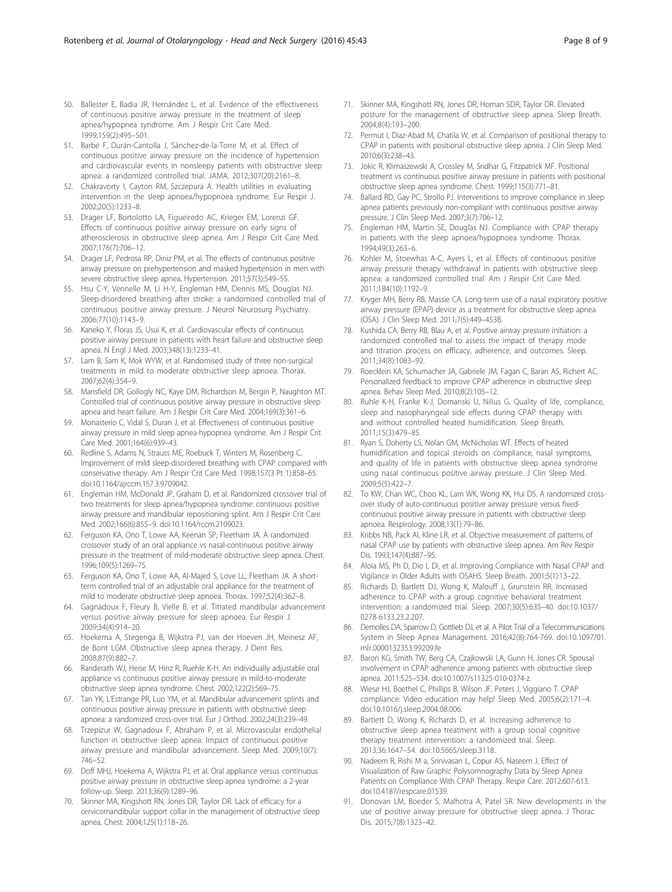50. Ballester E, Badia JR, Hernández L, et al. Evidence of the effectiveness of continuous positive airway pressure in the treatment of sleep apnea/hypopnea syndrome. Am J Respir Crit Care Med. 1999;159(2):495–501.
51. Barbé F, Durán-Cantolla J, Sánchez-de-la-Torre M, et al. Effect of continuous positive airway pressure on the incidence of hypertension and cardiovascular events in nonsleepy patients with obstructive sleep apnea: a randomized controlled trial. JAMA. 2012;307(20):2161–8.
52. Chakravorty I, Cayton RM, Szczepura A. Health utilities in evaluating intervention in the sleep apnoea/hypopnoea syndrome. Eur Respir J. 2002;20(5):1233–8.
53. Drager LF, Bortolotto LA, Figueiredo AC, Krieger EM, Lorenzi GF. Effects of continuous positive airway pressure on early signs of atherosclerosis in obstructive sleep apnea. Am J Respir Crit Care Med. 2007;176(7):706–12.
54. Drager LF, Pedrosa RP, Diniz PM, et al. The effects of continuous positive airway pressure on prehypertension and masked hypertension in men with severe obstructive sleep apnea. Hypertension. 2011;57(3):549–55.
55. Hsu C-Y, Vennelle M, Li H-Y, Engleman HM, Dennis MS, Douglas NJ. Sleep-disordered breathing after stroke: a randomised controlled trial of continuous positive airway pressure. J Neurol Neurosurg Psychiatry. 2006;77(10):1143–9.
56. Kaneko Y, Floras JS, Usui K, et al. Cardiovascular effects of continuous positive airway pressure in patients with heart failure and obstructive sleep apnea. N Engl J Med. 2003;348(13):1233–41.
57. Lam B, Sam K, Mok WYW, et al. Randomised study of three non-surgical treatments in mild to moderate obstructive sleep apnoea. Thorax. 2007;62(4):354–9.
58. Mansfield DR, Gollogly NC, Kaye DM, Richardson M, Bergin P, Naughton MT. Controlled trial of continuous positive airway pressure in obstructive sleep apnea and heart failure. Am J Respir Crit Care Med. 2004;169(3):361–6.
59. Monasterio C, Vidal S, Duran J, et al. Effectiveness of continuous positive airway pressure in mild sleep apnea-hypopnea syndrome. Am J Respir Crit Care Med. 2001;164(6):939–43.
60. Redline S, Adams N, Strauss ME, Roebuck T, Winters M, Rosenberg C. Improvement of mild sleep-disordered breathing with CPAP compared with conservative therapy. Am J Respir Crit Care Med. 1998;157(3 Pt 1):858–65. doi:10.1164/ajrccm.157.3.9709042.
61. Engleman HM, McDonald JP, Graham D, et al. Randomized crossover trial of two treatments for sleep apnea/hypopnea syndrome: continuous positive airway pressure and mandibular repositioning splint. Am J Respir Crit Care Med. 2002;166(6):855–9. doi:10.1164/rccm.2109023.
62. Ferguson KA, Ono T, Lowe AA, Keenan SP, Fleetham JA. A randomized crossover study of an oral appliance vs nasal-continuous positive airway pressure in the treatment of mild-moderate obstructive sleep apnea. Chest. 1996;109(5):1269–75.
63. Ferguson KA, Ono T, Lowe AA, Al-Majed S, Love LL, Fleetham JA. A short-term controlled trial of an adjustable oral appliance for the treatment of mild to moderate obstructive sleep apnoea. Thorax. 1997;52(4):362–8.
64. Gagnadoux F, Fleury B, Vielle B, et al. Titrated mandibular advancement versus positive airway pressure for sleep apnoea. Eur Respir J. 2009;34(4):914–20.
65. Hoekema A, Stegenga B, Wijkstra PJ, van der Hoeven JH, Meinesz AF, de Bont LGM. Obstructive sleep apnea therapy. J Dent Res. 2008;87(9):882–7.
66. Randerath WJ, Heise M, Hinz R, Ruehle K-H. An individually adjustable oral appliance vs continuous positive airway pressure in mild-to-moderate obstructive sleep apnea syndrome. Chest. 2002;122(2):569–75.
67. Tan YK, L'Estrange PR, Luo YM, et al. Mandibular advancement splints and continuous positive airway pressure in patients with obstructive sleep apnoea: a randomized cross-over trial. Eur J Orthod. 2002;24(3):239–49.
68. Trzepizur W, Gagnadoux F, Abraham P, et al. Microvascular endothelial function in obstructive sleep apnea: Impact of continuous positive airway pressure and mandibular advancement. Sleep Med. 2009;10(7): 746–52.
69. Doff MHJ, Hoekema A, Wijkstra PJ, et al. Oral appliance versus continuous positive airway pressure in obstructive sleep apnea syndrome: a 2-year follow-up. Sleep. 2013;36(9):1289–96.
70. Skinner MA, Kingshott RN, Jones DR, Taylor DR. Lack of efficacy for a cervicomandibular support collar in the management of obstructive sleep apnea. Chest. 2004;125(1):118–26.
71. Skinner MA, Kingshott RN, Jones DR, Homan SDR, Taylor DR. Elevated posture for the management of obstructive sleep apnea. Sleep Breath. 2004;8(4):193–200.
72. Permut I, Diaz-Abad M, Chatila W, et al. Comparison of positional therapy to CPAP in patients with positional obstructive sleep apnea. J Clin Sleep Med. 2010;6(3):238–43.
73. Jokic R, Klimaszewski A, Crossley M, Sridhar G, Fitzpatrick MF. Positional treatment vs continuous positive airway pressure in patients with positional obstructive sleep apnea syndrome. Chest. 1999;115(3):771–81.
74. Ballard RD, Gay PC, Strollo PJ. Interventions to improve compliance in sleep apnea patients previously non-compliant with continuous positive airway pressure. J Clin Sleep Med. 2007;3(7):706–12.
75. Engleman HM, Martin SE, Douglas NJ. Compliance with CPAP therapy in patients with the sleep apnoea/hypopnoea syndrome. Thorax. 1994;49(3):263–6.
76. Kohler M, Stoewhas A-C, Ayers L, et al. Effects of continuous positive airway pressure therapy withdrawal in patients with obstructive sleep apnea: a randomized controlled trial. Am J Respir Crit Care Med. 2011;184(10):1192–9.
77. Kryger MH, Berry RB, Massie CA. Long-term use of a nasal expiratory positive airway pressure (EPAP) device as a treatment for obstructive sleep apnea (OSA). J Clin Sleep Med. 2011;7(5):449–453B.
78. Kushida CA, Berry RB, Blau A, et al. Positive airway pressure initiation: a randomized controlled trial to assess the impact of therapy mode and titration process on efficacy, adherence, and outcomes. Sleep. 2011;34(8):1083–92.
79. Roecklein KA, Schumacher JA, Gabriele JM, Fagan C, Baran AS, Richert AC. Personalized feedback to improve CPAP adherence in obstructive sleep apnea. Behav Sleep Med. 2010;8(2):105–12.
80. Ruhle K-H, Franke K-J, Domanski U, Nilius G. Quality of life, compliance, sleep and nasopharyngeal side effects during CPAP therapy with and without controlled heated humidification. Sleep Breath. 2011;15(3):479–85.
81. Ryan S, Doherty LS, Nolan GM, McNicholas WT. Effects of heated humidification and topical steroids on compliance, nasal symptoms, and quality of life in patients with obstructive sleep apnea syndrome using nasal continuous positive airway pressure. J Clin Sleep Med. 2009;5(5):422–7.
82. To KW, Chan WC, Choo KL, Lam WK, Wong KK, Hui DS. A randomized cross-over study of auto-continuous positive airway pressure versus fixed-continuous positive airway pressure in patients with obstructive sleep apnoea. Respirology. 2008;13(1):79–86.
83. Kribbs NB, Pack AI, Kline LR, et al. Objective measurement of patterns of nasal CPAP use by patients with obstructive sleep apnea. Am Rev Respir Dis. 1993;147(4):887–95.
84. Aloia MS, Ph D, Dio L Di, et al. Improving Compliance with Nasal CPAP and Vigilance in Older Adults with OSAHS. Sleep Breath. 2001;5(1):13–22.
85. Richards D, Bartlett DJ, Wong K, Malouff J, Grunstein RR. Increased adherence to CPAP with a group cognitive behavioral treatment intervention: a randomized trial. Sleep. 2007;30(5):635–40. doi:10.1037/0278-6133.23.2.207.
86. Demolles DA, Sparrow D, Gottlieb DJ, et al. A Pilot Trial of a Telecommunications System in Sleep Apnea Management. 2016;42(8):764-769. doi:10.1097/01.mlr.0000132353.99209.fe
87. Baron KG, Smith TW, Berg CA, Czajkowski LA, Gunn H, Jones CR. Spousal involvement in CPAP adherence among patients with obstructive sleep apnea. 2011:525–534. doi:10.1007/s11325-010-0374-z.
88. Wiese HJ, Boethel C, Phillips B, Wilson JF, Peters J, Viggiano T. CPAP compliance: Video education may help! Sleep Med. 2005;6(2):171–4. doi:10.1016/j.sleep.2004.08.006.
89. Bartlett D, Wong K, Richards D, et al. Increasing adherence to obstructive sleep apnea treatment with a group social cognitive therapy treatment intervention: a randomized trial. Sleep. 2013;36:1647–54. doi:10.5665/sleep.3118.
90. Nadeem R, Rishi M a, Srinivasan L, Copur AS, Naseem J. Effect of Visualization of Raw Graphic Polysomnography Data by Sleep Apnea Patients on Compliance With CPAP Therapy. Respir Care. 2012:607-613. doi:10.4187/respcare.01539.
91. Donovan LM, Boeder S, Malhotra A, Patel SR. New developments in the use of positive airway pressure for obstructive sleep apnea. J Thorac Dis. 2015;7(8):1323–42.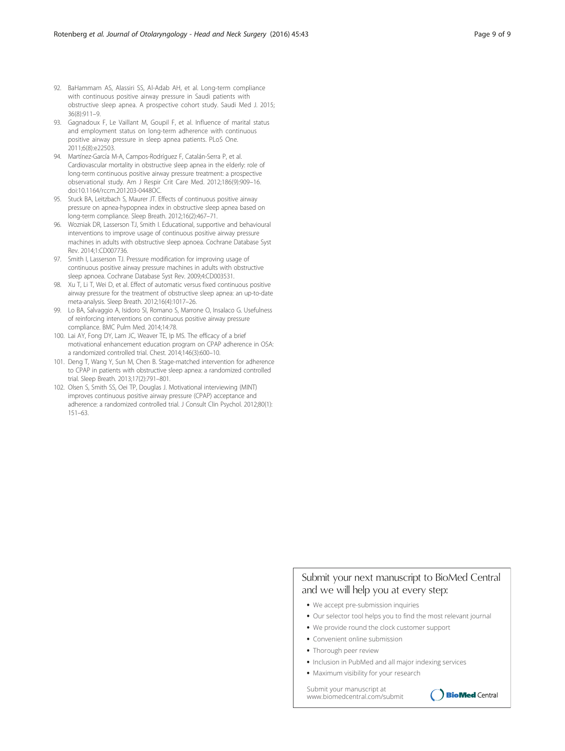92. BaHammam AS, Alassiri SS, Al-Adab AH, et al. Long-term compliance with continuous positive airway pressure in Saudi patients with obstructive sleep apnea. A prospective cohort study. Saudi Med J. 2015; 36(8):911–9.
93. Gagnadoux F, Le Vaillant M, Goupil F, et al. Influence of marital status and employment status on long-term adherence with continuous positive airway pressure in sleep apnea patients. PLoS One. 2011;6(8):e22503.
94. Martínez-García M-A, Campos-Rodríguez F, Catalán-Serra P, et al. Cardiovascular mortality in obstructive sleep apnea in the elderly: role of long-term continuous positive airway pressure treatment: a prospective observational study. Am J Respir Crit Care Med. 2012;186(9):909–16. doi:10.1164/rccm.201203-0448OC.
95. Stuck BA, Leitzbach S, Maurer JT. Effects of continuous positive airway pressure on apnea-hypopnea index in obstructive sleep apnea based on long-term compliance. Sleep Breath. 2012;16(2):467–71.
96. Wozniak DR, Lasserson TJ, Smith I. Educational, supportive and behavioural interventions to improve usage of continuous positive airway pressure machines in adults with obstructive sleep apnoea. Cochrane Database Syst Rev. 2014;1:CD007736.
97. Smith I, Lasserson TJ. Pressure modification for improving usage of continuous positive airway pressure machines in adults with obstructive sleep apnoea. Cochrane Database Syst Rev. 2009;4:CD003531.
98. Xu T, Li T, Wei D, et al. Effect of automatic versus fixed continuous positive airway pressure for the treatment of obstructive sleep apnea: an up-to-date meta-analysis. Sleep Breath. 2012;16(4):1017–26.
99. Lo BA, Salvaggio A, Isidoro SI, Romano S, Marrone O, Insalaco G. Usefulness of reinforcing interventions on continuous positive airway pressure compliance. BMC Pulm Med. 2014;14:78.
100. Lai AY, Fong DY, Lam JC, Weaver TE, Ip MS. The efficacy of a brief motivational enhancement education program on CPAP adherence in OSA: a randomized controlled trial. Chest. 2014;146(3):600–10.
101. Deng T, Wang Y, Sun M, Chen B. Stage-matched intervention for adherence to CPAP in patients with obstructive sleep apnea: a randomized controlled trial. Sleep Breath. 2013;17(2):791–801.
102. Olsen S, Smith SS, Oei TP, Douglas J. Motivational interviewing (MINT) improves continuous positive airway pressure (CPAP) acceptance and adherence: a randomized controlled trial. J Consult Clin Psychol. 2012;80(1): 151–63.

Submit your next manuscript to BioMed Central and we will help you at every step:

- We accept pre-submission inquiries
- Our selector tool helps you to find the most relevant journal
- We provide round the clock customer support
- Convenient online submission
- Thorough peer review
- Inclusion in PubMed and all major indexing services
- Maximum visibility for your research

Submit your manuscript at www.biomedcentral.com/submit

BioMed Central